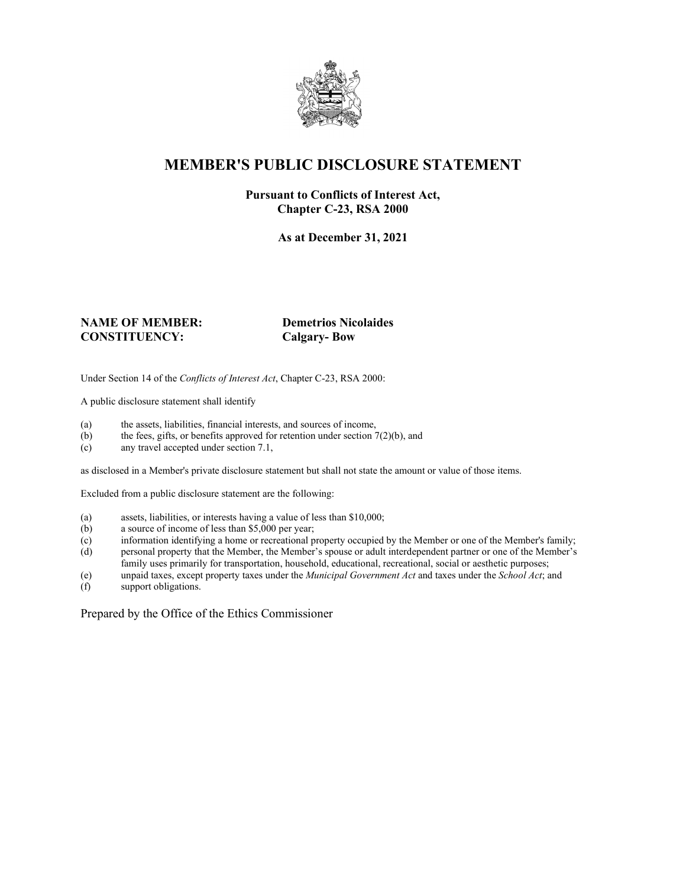# MEMBER'S PUBLIC DISCLOSURE STATEMENT

**Pursuant to Conflicts of Interest Act,**
**Chapter C-23, RSA 2000**

**As at December 31, 2021**

**NAME OF MEMBER:** **Demetrios Nicolaides**
**CONSTITUENCY:** **Calgary- Bow**

Under Section 14 of the *Conflicts of Interest Act*, Chapter C-23, RSA 2000:

A public disclosure statement shall identify

(a) the assets, liabilities, financial interests, and sources of income,
(b) the fees, gifts, or benefits approved for retention under section 7(2)(b), and
(c) any travel accepted under section 7.1,

as disclosed in a Member's private disclosure statement but shall not state the amount or value of those items.

Excluded from a public disclosure statement are the following:

(a) assets, liabilities, or interests having a value of less than $10,000;
(b) a source of income of less than $5,000 per year;
(c) information identifying a home or recreational property occupied by the Member or one of the Member's family;
(d) personal property that the Member, the Member's spouse or adult interdependent partner or one of the Member's family uses primarily for transportation, household, educational, recreational, social or aesthetic purposes;
(e) unpaid taxes, except property taxes under the *Municipal Government Act* and taxes under the *School Act*; and
(f) support obligations.

Prepared by the Office of the Ethics Commissioner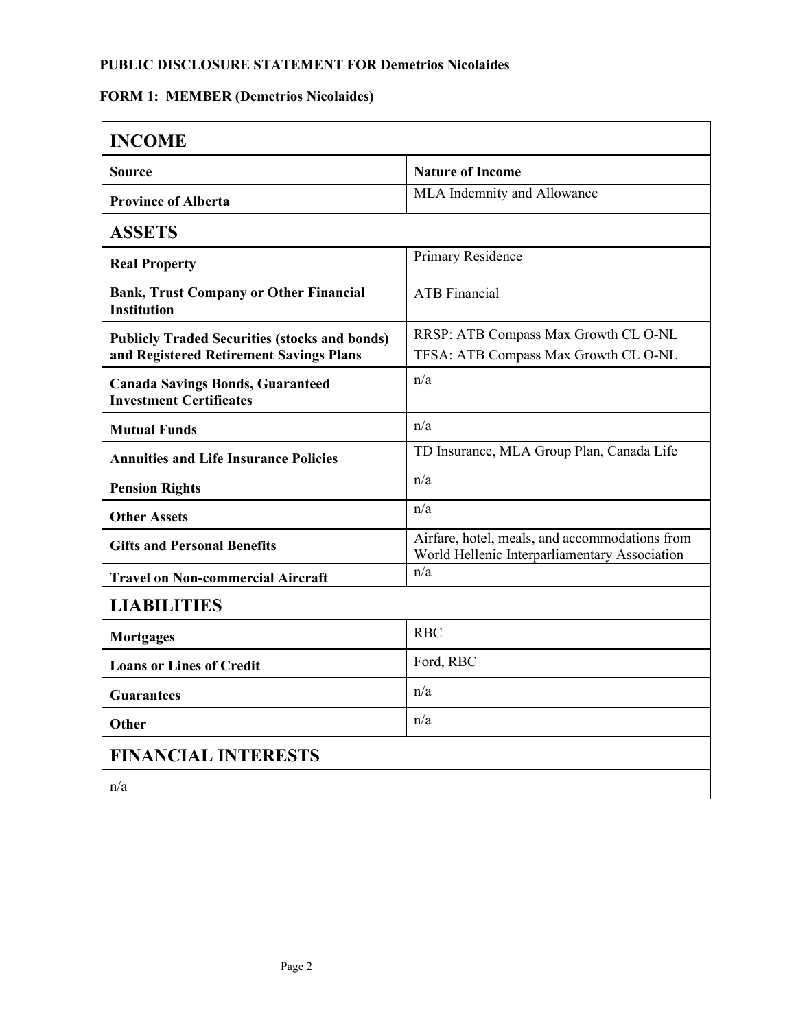**PUBLIC DISCLOSURE STATEMENT FOR Demetrios Nicolaides**

**FORM 1: MEMBER (Demetrios Nicolaides)**

| **INCOME** | |
|---|---|
| **Source** | **Nature of Income** |
| **Province of Alberta** | MLA Indemnity and Allowance |
| **ASSETS** | |
| **Real Property** | Primary Residence |
| **Bank, Trust Company or Other Financial Institution** | ATB Financial |
| **Publicly Traded Securities (stocks and bonds) and Registered Retirement Savings Plans** | RRSP: ATB Compass Max Growth CL O-NL<br>TFSA: ATB Compass Max Growth CL O-NL |
| **Canada Savings Bonds, Guaranteed Investment Certificates** | n/a |
| **Mutual Funds** | n/a |
| **Annuities and Life Insurance Policies** | TD Insurance, MLA Group Plan, Canada Life |
| **Pension Rights** | n/a |
| **Other Assets** | n/a |
| **Gifts and Personal Benefits** | Airfare, hotel, meals, and accommodations from World Hellenic Interparliamentary Association |
| **Travel on Non-commercial Aircraft** | n/a |
| **LIABILITIES** | |
| **Mortgages** | RBC |
| **Loans or Lines of Credit** | Ford, RBC |
| **Guarantees** | n/a |
| **Other** | n/a |
| **FINANCIAL INTERESTS** | |
| n/a | |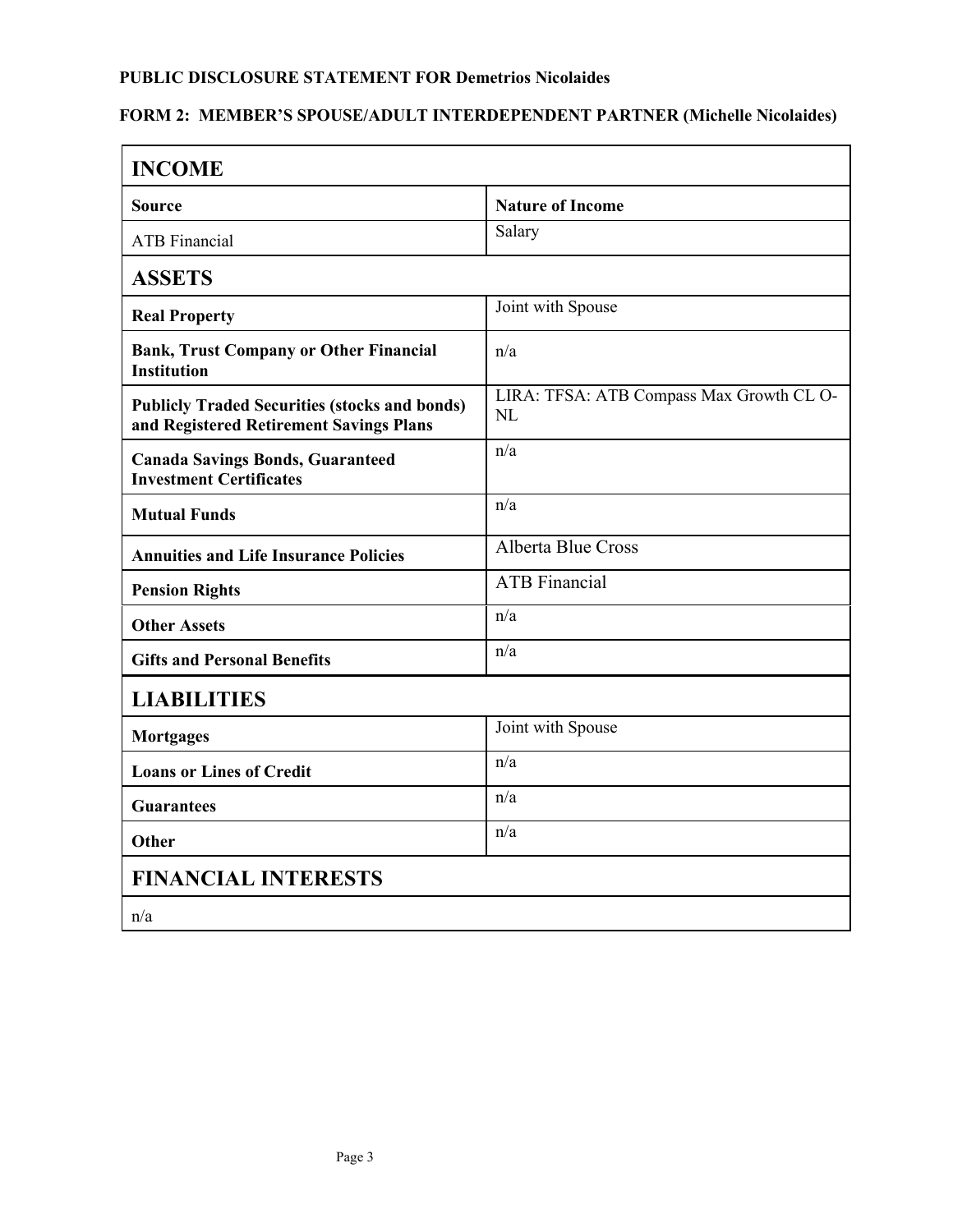**PUBLIC DISCLOSURE STATEMENT FOR Demetrios Nicolaides**

**FORM 2: MEMBER'S SPOUSE/ADULT INTERDEPENDENT PARTNER (Michelle Nicolaides)**

## INCOME

| Source | Nature of Income |
|---|---|
| ATB Financial | Salary |

## ASSETS

| | |
|---|---|
| **Real Property** | Joint with Spouse |
| **Bank, Trust Company or Other Financial Institution** | n/a |
| **Publicly Traded Securities (stocks and bonds) and Registered Retirement Savings Plans** | LIRA: TFSA: ATB Compass Max Growth CL O-NL |
| **Canada Savings Bonds, Guaranteed Investment Certificates** | n/a |
| **Mutual Funds** | n/a |
| **Annuities and Life Insurance Policies** | Alberta Blue Cross |
| **Pension Rights** | ATB Financial |
| **Other Assets** | n/a |
| **Gifts and Personal Benefits** | n/a |

## LIABILITIES

| | |
|---|---|
| **Mortgages** | Joint with Spouse |
| **Loans or Lines of Credit** | n/a |
| **Guarantees** | n/a |
| **Other** | n/a |

## FINANCIAL INTERESTS

n/a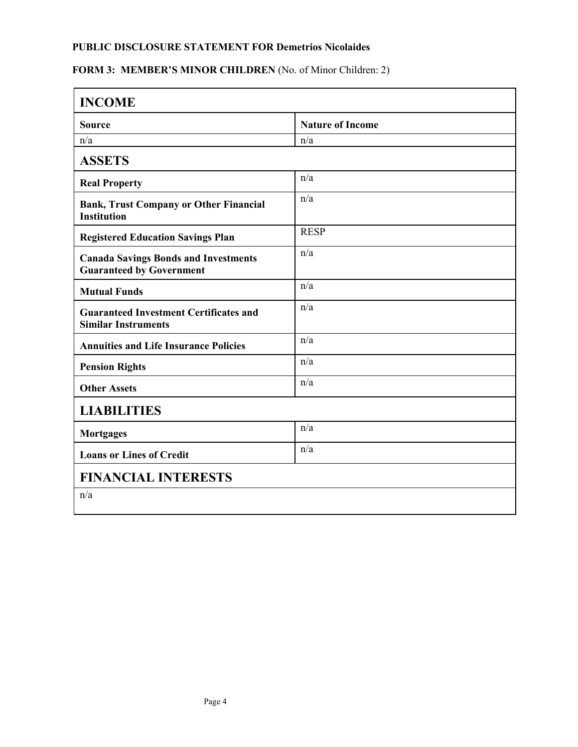**PUBLIC DISCLOSURE STATEMENT FOR Demetrios Nicolaides**

**FORM 3: MEMBER'S MINOR CHILDREN** (No. of Minor Children: 2)

| INCOME | |
|---|---|
| **Source** | **Nature of Income** |
| n/a | n/a |
| **ASSETS** | |
| **Real Property** | n/a |
| **Bank, Trust Company or Other Financial Institution** | n/a |
| **Registered Education Savings Plan** | RESP |
| **Canada Savings Bonds and Investments Guaranteed by Government** | n/a |
| **Mutual Funds** | n/a |
| **Guaranteed Investment Certificates and Similar Instruments** | n/a |
| **Annuities and Life Insurance Policies** | n/a |
| **Pension Rights** | n/a |
| **Other Assets** | n/a |
| **LIABILITIES** | |
| **Mortgages** | n/a |
| **Loans or Lines of Credit** | n/a |
| **FINANCIAL INTERESTS** | |
| n/a | |